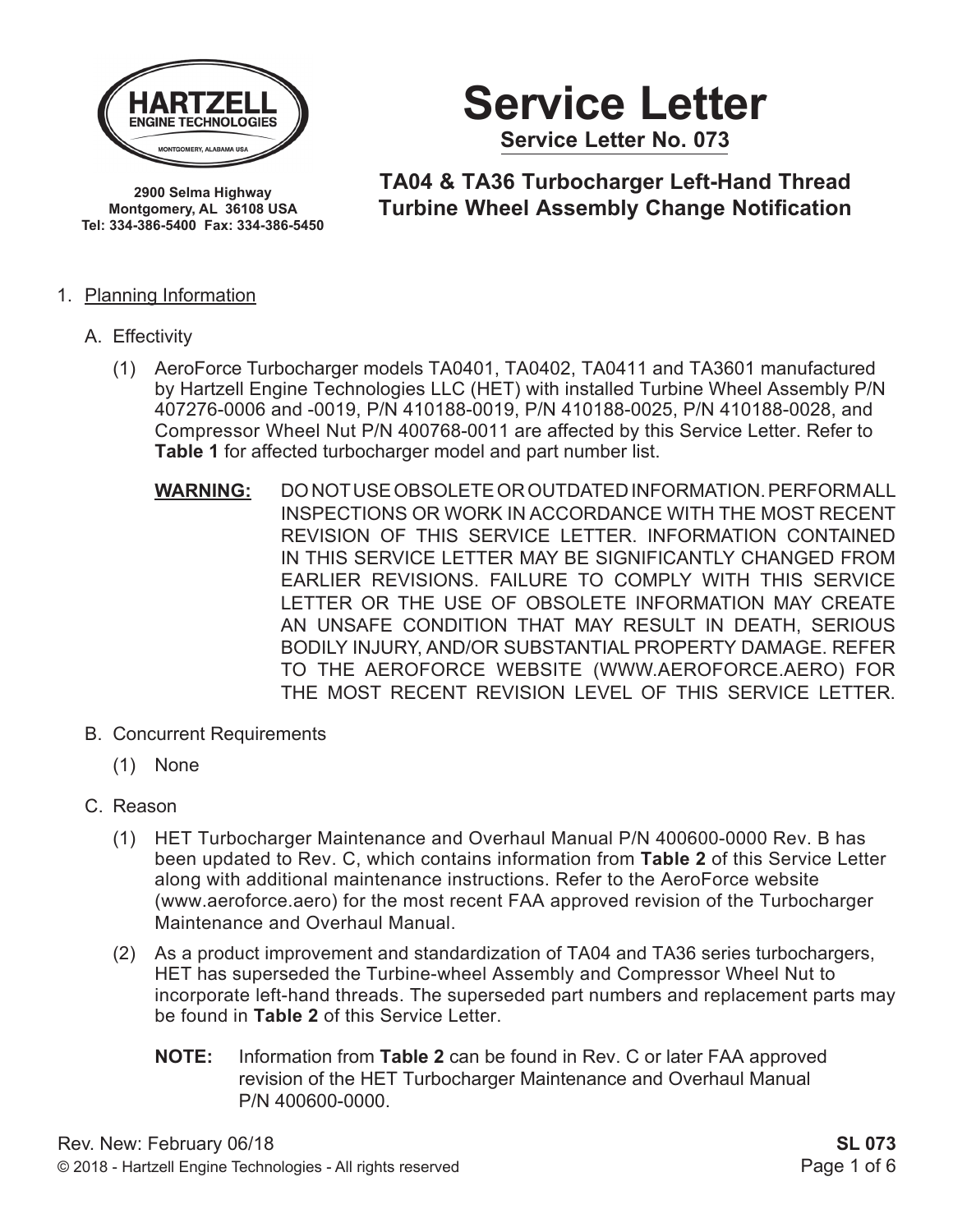HARTZELL ENGINE TECHNOLOGIES
MONTGOMERY, ALABAMA USA

**2900 Selma Highway**
**Montgomery, AL 36108 USA**
**Tel: 334-386-5400 Fax: 334-386-5450**

# Service Letter

## Service Letter No. 073

## TA04 & TA36 Turbocharger Left-Hand Thread Turbine Wheel Assembly Change Notification

1. Planning Information

   A. Effectivity

   (1) AeroForce Turbocharger models TA0401, TA0402, TA0411 and TA3601 manufactured by Hartzell Engine Technologies LLC (HET) with installed Turbine Wheel Assembly P/N 407276-0006 and -0019, P/N 410188-0019, P/N 410188-0025, P/N 410188-0028, and Compressor Wheel Nut P/N 400768-0011 are affected by this Service Letter. Refer to **Table 1** for affected turbocharger model and part number list.

   **WARNING:** DO NOT USE OBSOLETE OR OUTDATED INFORMATION. PERFORM ALL INSPECTIONS OR WORK IN ACCORDANCE WITH THE MOST RECENT REVISION OF THIS SERVICE LETTER. INFORMATION CONTAINED IN THIS SERVICE LETTER MAY BE SIGNIFICANTLY CHANGED FROM EARLIER REVISIONS. FAILURE TO COMPLY WITH THIS SERVICE LETTER OR THE USE OF OBSOLETE INFORMATION MAY CREATE AN UNSAFE CONDITION THAT MAY RESULT IN DEATH, SERIOUS BODILY INJURY, AND/OR SUBSTANTIAL PROPERTY DAMAGE. REFER TO THE AEROFORCE WEBSITE (WWW.AEROFORCE.AERO) FOR THE MOST RECENT REVISION LEVEL OF THIS SERVICE LETTER.

   B. Concurrent Requirements

   (1) None

   C. Reason

   (1) HET Turbocharger Maintenance and Overhaul Manual P/N 400600-0000 Rev. B has been updated to Rev. C, which contains information from **Table 2** of this Service Letter along with additional maintenance instructions. Refer to the AeroForce website (www.aeroforce.aero) for the most recent FAA approved revision of the Turbocharger Maintenance and Overhaul Manual.

   (2) As a product improvement and standardization of TA04 and TA36 series turbochargers, HET has superseded the Turbine-wheel Assembly and Compressor Wheel Nut to incorporate left-hand threads. The superseded part numbers and replacement parts may be found in **Table 2** of this Service Letter.

   **NOTE:** Information from **Table 2** can be found in Rev. C or later FAA approved revision of the HET Turbocharger Maintenance and Overhaul Manual P/N 400600-0000.

Rev. New: February 06/18

© 2018 - Hartzell Engine Technologies - All rights reserved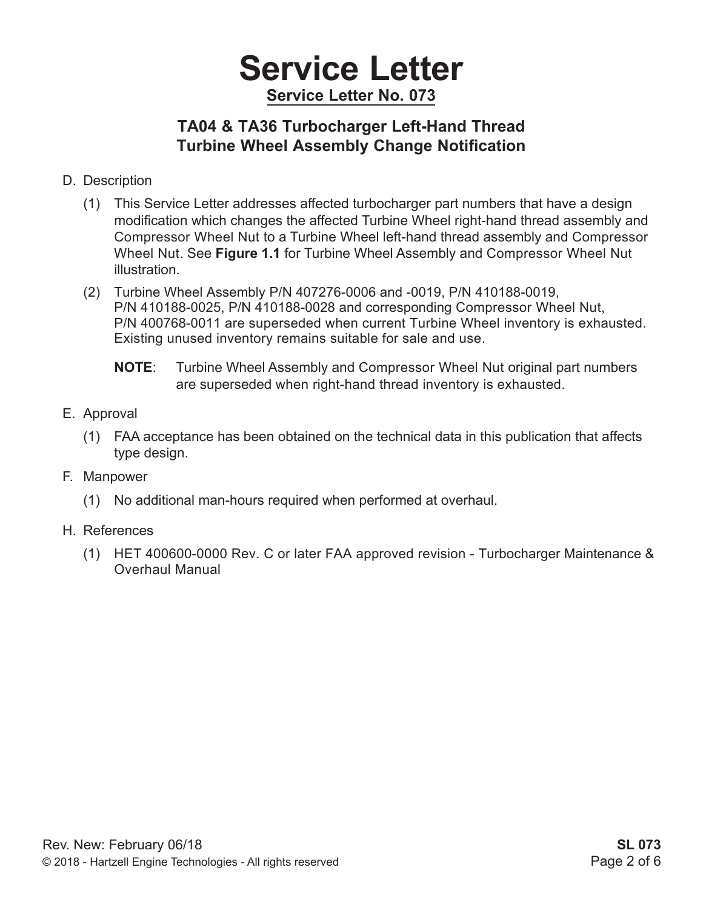# Service Letter

## Service Letter No. 073

### TA04 & TA36 Turbocharger Left-Hand Thread Turbine Wheel Assembly Change Notification

D. Description

(1) This Service Letter addresses affected turbocharger part numbers that have a design modification which changes the affected Turbine Wheel right-hand thread assembly and Compressor Wheel Nut to a Turbine Wheel left-hand thread assembly and Compressor Wheel Nut. See **Figure 1.1** for Turbine Wheel Assembly and Compressor Wheel Nut illustration.

(2) Turbine Wheel Assembly P/N 407276-0006 and -0019, P/N 410188-0019, P/N 410188-0025, P/N 410188-0028 and corresponding Compressor Wheel Nut, P/N 400768-0011 are superseded when current Turbine Wheel inventory is exhausted. Existing unused inventory remains suitable for sale and use.

**NOTE**: Turbine Wheel Assembly and Compressor Wheel Nut original part numbers are superseded when right-hand thread inventory is exhausted.

E. Approval

(1) FAA acceptance has been obtained on the technical data in this publication that affects type design.

F. Manpower

(1) No additional man-hours required when performed at overhaul.

H. References

(1) HET 400600-0000 Rev. C or later FAA approved revision - Turbocharger Maintenance & Overhaul Manual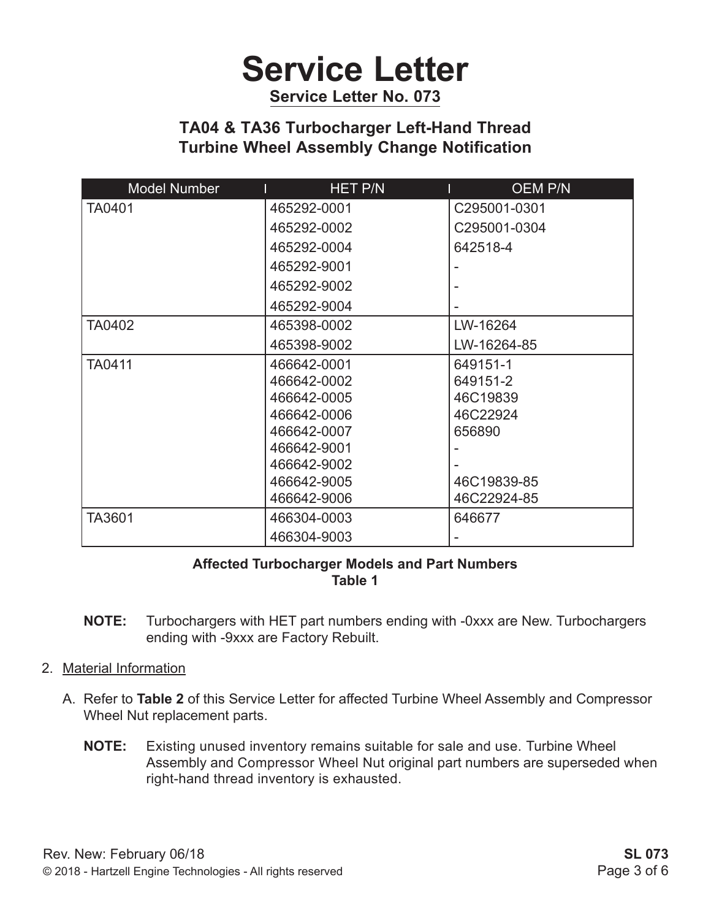# Service Letter

**Service Letter No. 073**

## TA04 & TA36 Turbocharger Left-Hand Thread Turbine Wheel Assembly Change Notification

| Model Number | HET P/N | OEM P/N |
|---|---|---|
| TA0401 | 465292-0001 | C295001-0301 |
| | 465292-0002 | C295001-0304 |
| | 465292-0004 | 642518-4 |
| | 465292-9001 | - |
| | 465292-9002 | - |
| | 465292-9004 | - |
| TA0402 | 465398-0002 | LW-16264 |
| | 465398-9002 | LW-16264-85 |
| TA0411 | 466642-0001 | 649151-1 |
| | 466642-0002 | 649151-2 |
| | 466642-0005 | 46C19839 |
| | 466642-0006 | 46C22924 |
| | 466642-0007 | 656890 |
| | 466642-9001 | - |
| | 466642-9002 | - |
| | 466642-9005 | 46C19839-85 |
| | 466642-9006 | 46C22924-85 |
| TA3601 | 466304-0003 | 646677 |
| | 466304-9003 | - |

**Affected Turbocharger Models and Part Numbers**
**Table 1**

**NOTE:** Turbochargers with HET part numbers ending with -0xxx are New. Turbochargers ending with -9xxx are Factory Rebuilt.

2. Material Information

   A. Refer to **Table 2** of this Service Letter for affected Turbine Wheel Assembly and Compressor Wheel Nut replacement parts.

      **NOTE:** Existing unused inventory remains suitable for sale and use. Turbine Wheel Assembly and Compressor Wheel Nut original part numbers are superseded when right-hand thread inventory is exhausted.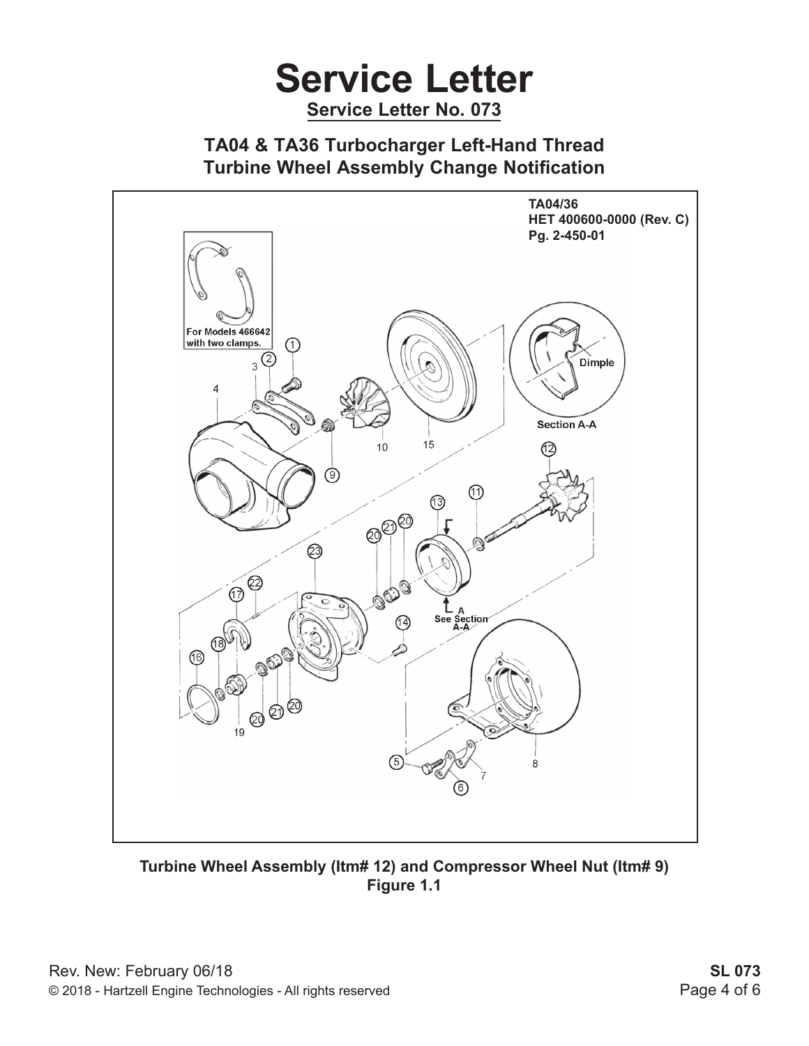# Service Letter

**Service Letter No. 073**

## TA04 & TA36 Turbocharger Left-Hand Thread Turbine Wheel Assembly Change Notification

TA04/36
HET 400600-0000 (Rev. C)
Pg. 2-450-01

**Turbine Wheel Assembly (Itm# 12) and Compressor Wheel Nut (Itm# 9)**
**Figure 1.1**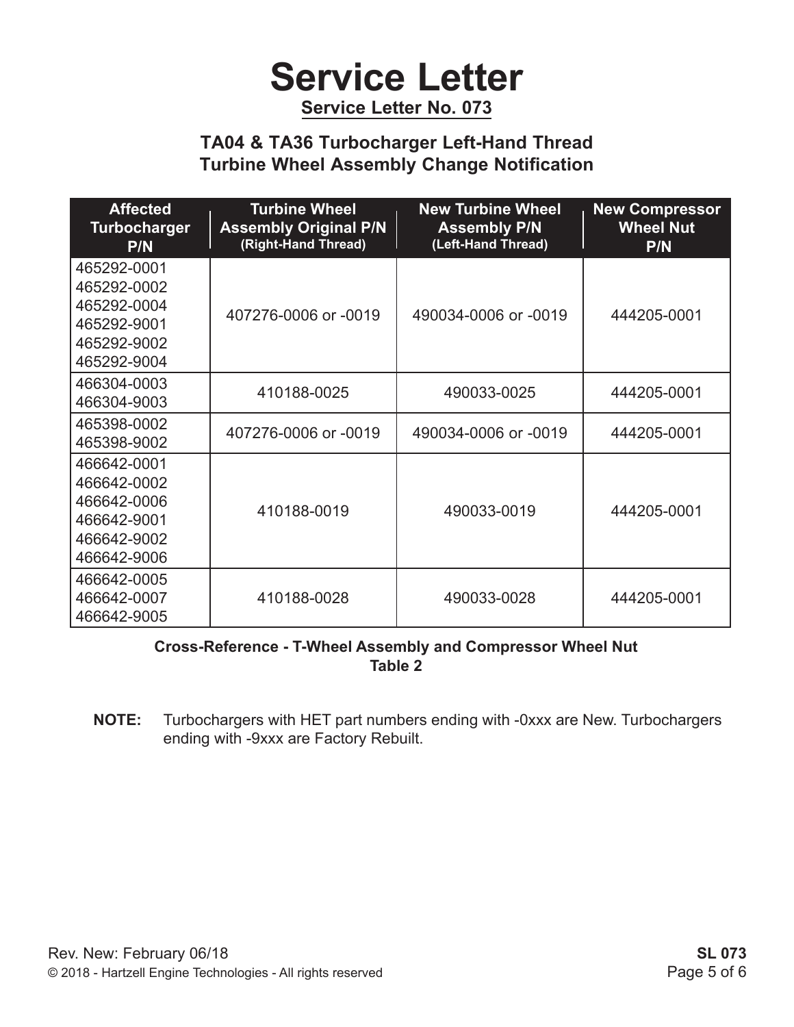# Service Letter

**Service Letter No. 073**

## TA04 & TA36 Turbocharger Left-Hand Thread Turbine Wheel Assembly Change Notification

| Affected Turbocharger P/N | Turbine Wheel Assembly Original P/N (Right-Hand Thread) | New Turbine Wheel Assembly P/N (Left-Hand Thread) | New Compressor Wheel Nut P/N |
|---|---|---|---|
| 465292-0001<br>465292-0002<br>465292-0004<br>465292-9001<br>465292-9002<br>465292-9004 | 407276-0006 or -0019 | 490034-0006 or -0019 | 444205-0001 |
| 466304-0003<br>466304-9003 | 410188-0025 | 490033-0025 | 444205-0001 |
| 465398-0002<br>465398-9002 | 407276-0006 or -0019 | 490034-0006 or -0019 | 444205-0001 |
| 466642-0001<br>466642-0002<br>466642-0006<br>466642-9001<br>466642-9002<br>466642-9006 | 410188-0019 | 490033-0019 | 444205-0001 |
| 466642-0005<br>466642-0007<br>466642-9005 | 410188-0028 | 490033-0028 | 444205-0001 |

**Cross-Reference - T-Wheel Assembly and Compressor Wheel Nut**
**Table 2**

**NOTE:** Turbochargers with HET part numbers ending with -0xxx are New. Turbochargers ending with -9xxx are Factory Rebuilt.

Rev. New: February 06/18

© 2018 - Hartzell Engine Technologies - All rights reserved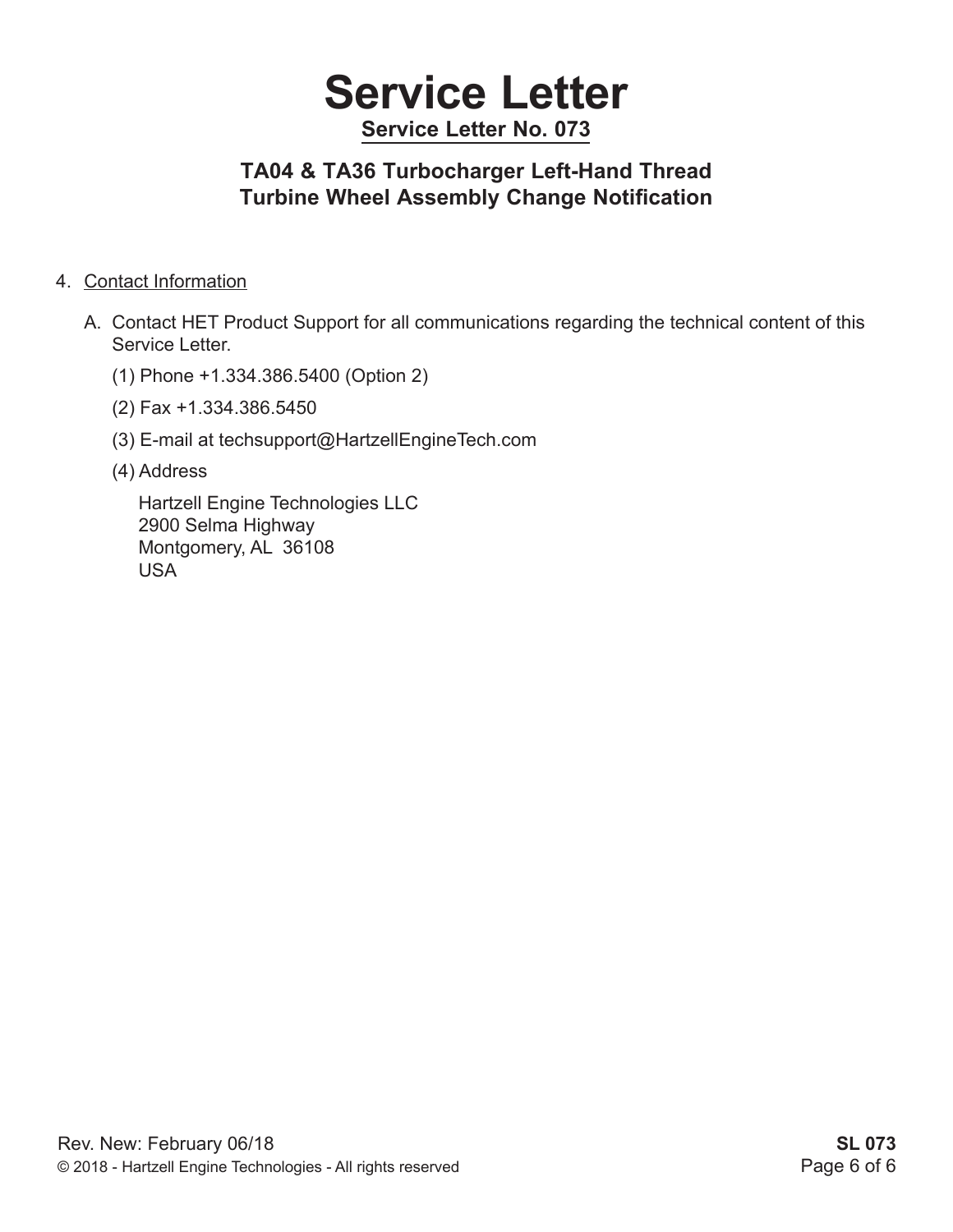4. Contact Information

   A. Contact HET Product Support for all communications regarding the technical content of this Service Letter.

      (1) Phone +1.334.386.5400 (Option 2)

      (2) Fax +1.334.386.5450

      (3) E-mail at techsupport@HartzellEngineTech.com

      (4) Address

      Hartzell Engine Technologies LLC
      2900 Selma Highway
      Montgomery, AL 36108
      USA